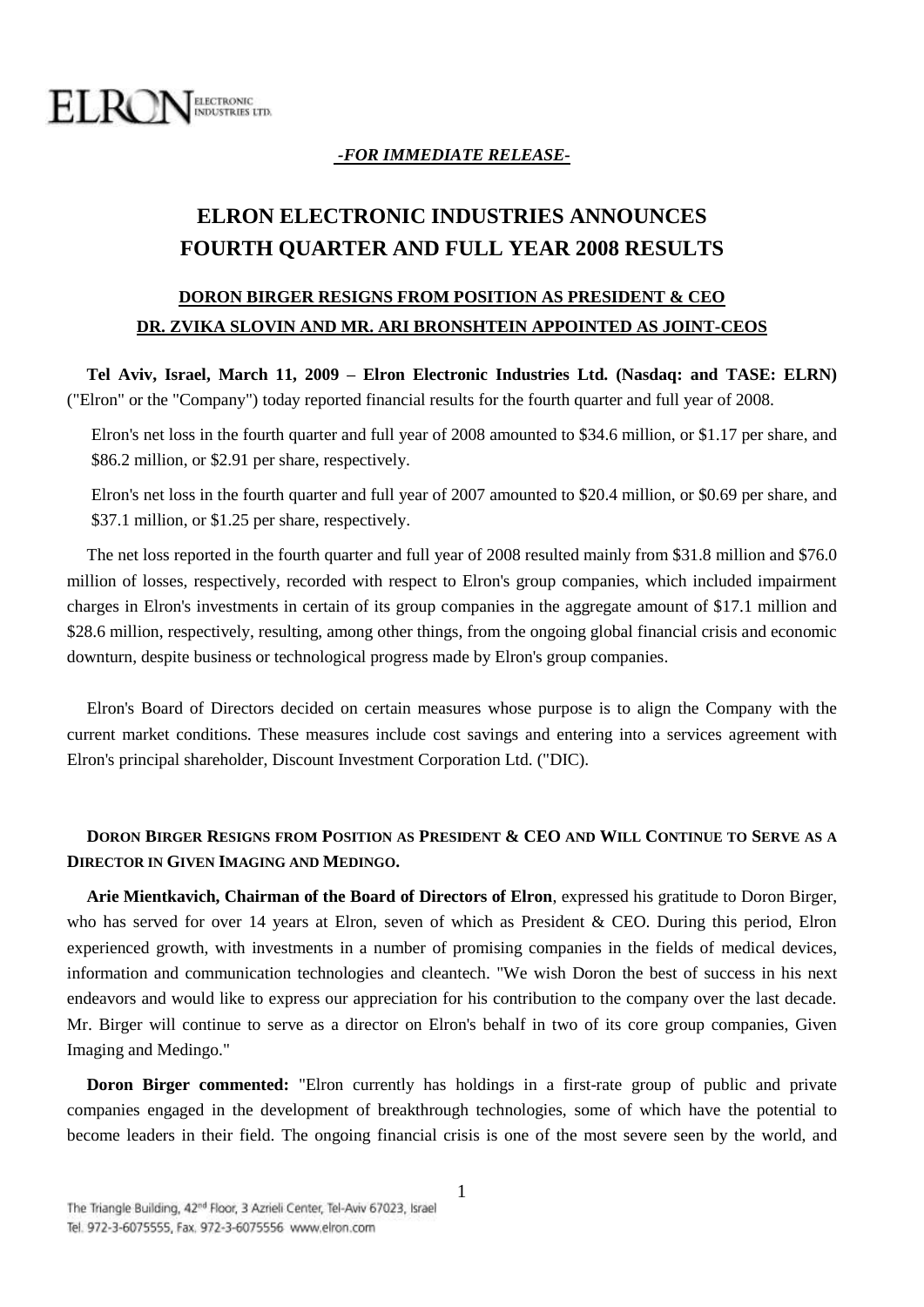ELRON ELECTRONIC INDUSTRIES LTD.

***-FOR IMMEDIATE RELEASE-***

# ELRON ELECTRONIC INDUSTRIES ANNOUNCES FOURTH QUARTER AND FULL YEAR 2008 RESULTS

## DORON BIRGER RESIGNS FROM POSITION AS PRESIDENT & CEO
## DR. ZVIKA SLOVIN AND MR. ARI BRONSHTEIN APPOINTED AS JOINT-CEOS

**Tel Aviv, Israel, March 11, 2009 – Elron Electronic Industries Ltd. (Nasdaq: and TASE: ELRN)** ("Elron" or the "Company") today reported financial results for the fourth quarter and full year of 2008.

Elron's net loss in the fourth quarter and full year of 2008 amounted to $34.6 million, or $1.17 per share, and $86.2 million, or $2.91 per share, respectively.

Elron's net loss in the fourth quarter and full year of 2007 amounted to $20.4 million, or $0.69 per share, and $37.1 million, or $1.25 per share, respectively.

The net loss reported in the fourth quarter and full year of 2008 resulted mainly from $31.8 million and $76.0 million of losses, respectively, recorded with respect to Elron's group companies, which included impairment charges in Elron's investments in certain of its group companies in the aggregate amount of $17.1 million and $28.6 million, respectively, resulting, among other things, from the ongoing global financial crisis and economic downturn, despite business or technological progress made by Elron's group companies.

Elron's Board of Directors decided on certain measures whose purpose is to align the Company with the current market conditions. These measures include cost savings and entering into a services agreement with Elron's principal shareholder, Discount Investment Corporation Ltd. ("DIC).

**DORON BIRGER RESIGNS FROM POSITION AS PRESIDENT & CEO AND WILL CONTINUE TO SERVE AS A DIRECTOR IN GIVEN IMAGING AND MEDINGO.**

**Arie Mientkavich, Chairman of the Board of Directors of Elron**, expressed his gratitude to Doron Birger, who has served for over 14 years at Elron, seven of which as President & CEO. During this period, Elron experienced growth, with investments in a number of promising companies in the fields of medical devices, information and communication technologies and cleantech. "We wish Doron the best of success in his next endeavors and would like to express our appreciation for his contribution to the company over the last decade. Mr. Birger will continue to serve as a director on Elron's behalf in two of its core group companies, Given Imaging and Medingo."

**Doron Birger commented:** "Elron currently has holdings in a first-rate group of public and private companies engaged in the development of breakthrough technologies, some of which have the potential to become leaders in their field. The ongoing financial crisis is one of the most severe seen by the world, and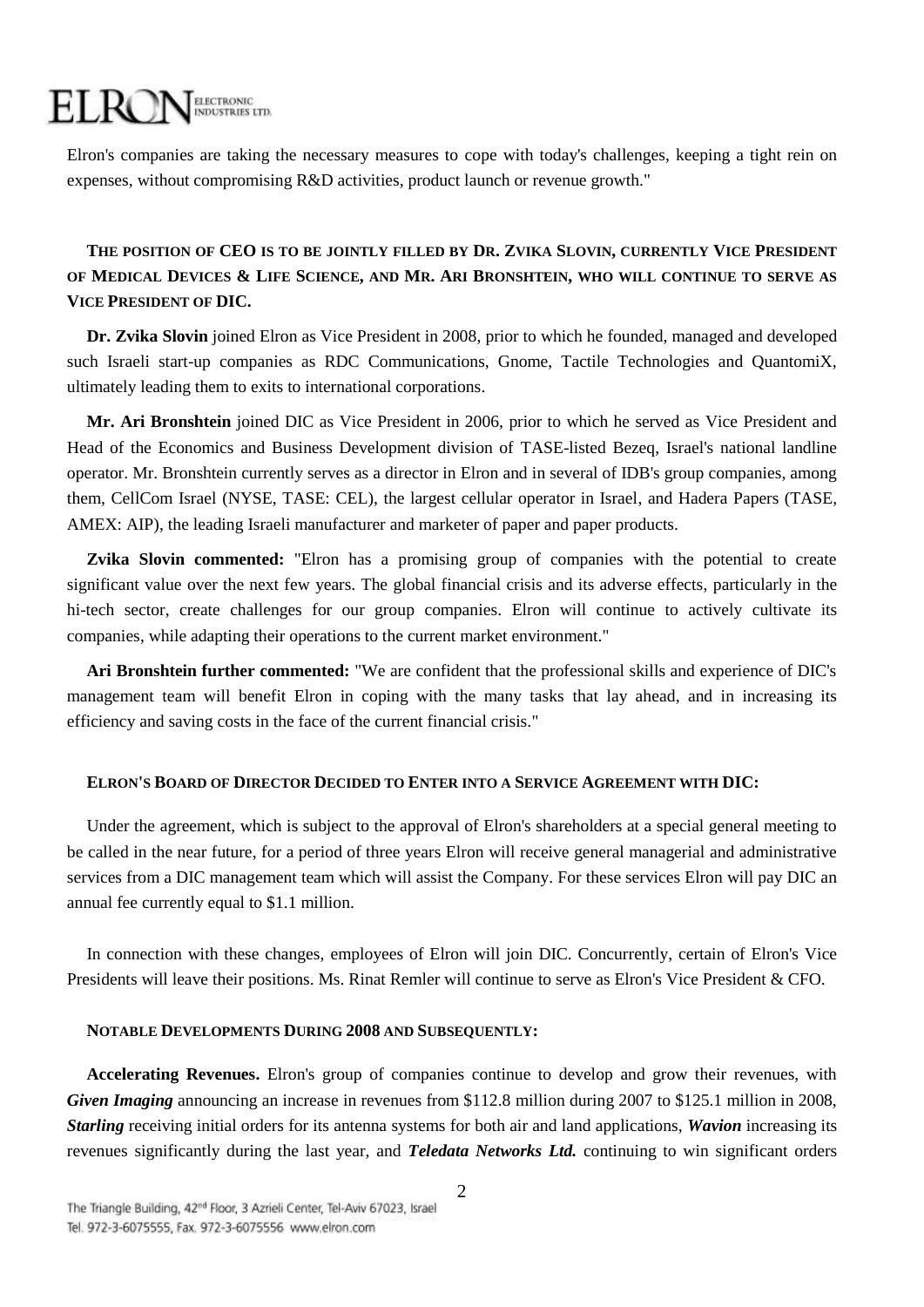Elron's companies are taking the necessary measures to cope with today's challenges, keeping a tight rein on expenses, without compromising R&D activities, product launch or revenue growth."

**THE POSITION OF CEO IS TO BE JOINTLY FILLED BY DR. ZVIKA SLOVIN, CURRENTLY VICE PRESIDENT OF MEDICAL DEVICES & LIFE SCIENCE, AND MR. ARI BRONSHTEIN, WHO WILL CONTINUE TO SERVE AS VICE PRESIDENT OF DIC.**

**Dr. Zvika Slovin** joined Elron as Vice President in 2008, prior to which he founded, managed and developed such Israeli start-up companies as RDC Communications, Gnome, Tactile Technologies and QuantomiX, ultimately leading them to exits to international corporations.

**Mr. Ari Bronshtein** joined DIC as Vice President in 2006, prior to which he served as Vice President and Head of the Economics and Business Development division of TASE-listed Bezeq, Israel's national landline operator. Mr. Bronshtein currently serves as a director in Elron and in several of IDB's group companies, among them, CellCom Israel (NYSE, TASE: CEL), the largest cellular operator in Israel, and Hadera Papers (TASE, AMEX: AIP), the leading Israeli manufacturer and marketer of paper and paper products.

**Zvika Slovin commented:** "Elron has a promising group of companies with the potential to create significant value over the next few years. The global financial crisis and its adverse effects, particularly in the hi-tech sector, create challenges for our group companies. Elron will continue to actively cultivate its companies, while adapting their operations to the current market environment."

**Ari Bronshtein further commented:** "We are confident that the professional skills and experience of DIC's management team will benefit Elron in coping with the many tasks that lay ahead, and in increasing its efficiency and saving costs in the face of the current financial crisis."

**ELRON'S BOARD OF DIRECTOR DECIDED TO ENTER INTO A SERVICE AGREEMENT WITH DIC:**

Under the agreement, which is subject to the approval of Elron's shareholders at a special general meeting to be called in the near future, for a period of three years Elron will receive general managerial and administrative services from a DIC management team which will assist the Company. For these services Elron will pay DIC an annual fee currently equal to $1.1 million.

In connection with these changes, employees of Elron will join DIC. Concurrently, certain of Elron's Vice Presidents will leave their positions. Ms. Rinat Remler will continue to serve as Elron's Vice President & CFO.

**NOTABLE DEVELOPMENTS DURING 2008 AND SUBSEQUENTLY:**

**Accelerating Revenues.** Elron's group of companies continue to develop and grow their revenues, with ***Given Imaging*** announcing an increase in revenues from $112.8 million during 2007 to $125.1 million in 2008, ***Starling*** receiving initial orders for its antenna systems for both air and land applications, ***Wavion*** increasing its revenues significantly during the last year, and ***Teledata Networks Ltd.*** continuing to win significant orders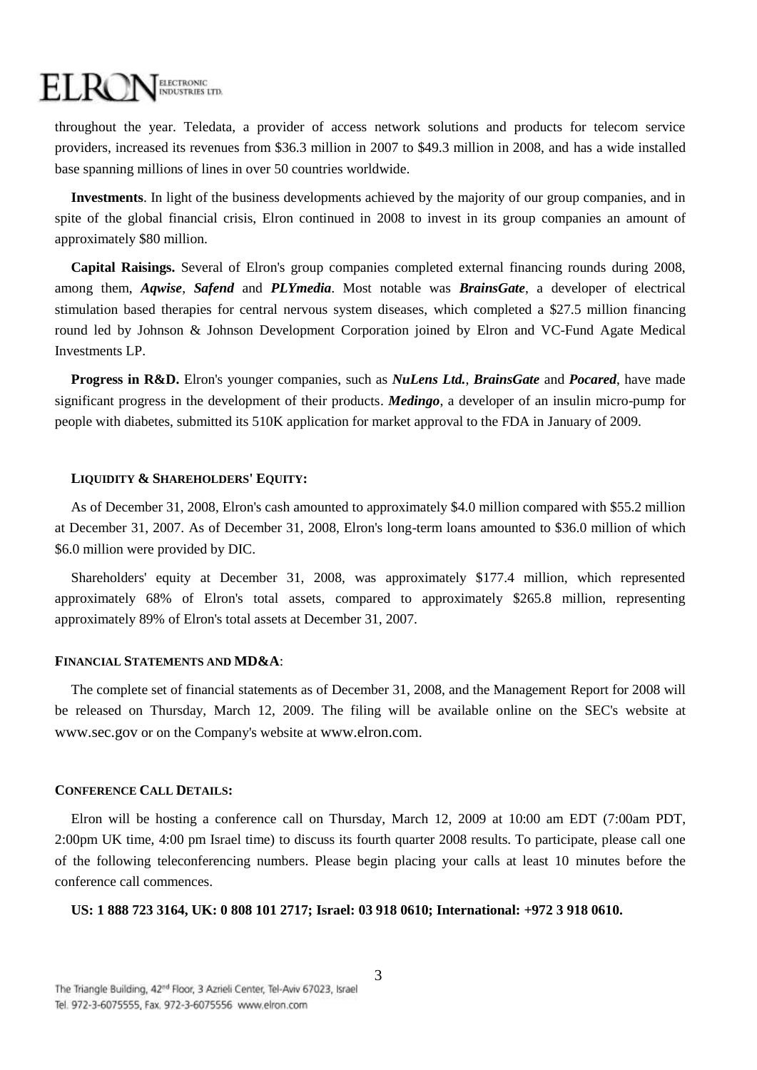throughout the year. Teledata, a provider of access network solutions and products for telecom service providers, increased its revenues from $36.3 million in 2007 to $49.3 million in 2008, and has a wide installed base spanning millions of lines in over 50 countries worldwide.

**Investments**. In light of the business developments achieved by the majority of our group companies, and in spite of the global financial crisis, Elron continued in 2008 to invest in its group companies an amount of approximately $80 million.

**Capital Raisings.** Several of Elron's group companies completed external financing rounds during 2008, among them, ***Aqwise***, ***Safend*** and ***PLYmedia***. Most notable was ***BrainsGate***, a developer of electrical stimulation based therapies for central nervous system diseases, which completed a $27.5 million financing round led by Johnson & Johnson Development Corporation joined by Elron and VC-Fund Agate Medical Investments LP.

**Progress in R&D.** Elron's younger companies, such as ***NuLens Ltd.***, ***BrainsGate*** and ***Pocared***, have made significant progress in the development of their products. ***Medingo***, a developer of an insulin micro-pump for people with diabetes, submitted its 510K application for market approval to the FDA in January of 2009.

#### LIQUIDITY & SHAREHOLDERS' EQUITY:

As of December 31, 2008, Elron's cash amounted to approximately $4.0 million compared with $55.2 million at December 31, 2007. As of December 31, 2008, Elron's long-term loans amounted to $36.0 million of which $6.0 million were provided by DIC.

Shareholders' equity at December 31, 2008, was approximately $177.4 million, which represented approximately 68% of Elron's total assets, compared to approximately $265.8 million, representing approximately 89% of Elron's total assets at December 31, 2007.

#### FINANCIAL STATEMENTS AND MD&A:

The complete set of financial statements as of December 31, 2008, and the Management Report for 2008 will be released on Thursday, March 12, 2009. The filing will be available online on the SEC's website at www.sec.gov or on the Company's website at www.elron.com.

#### CONFERENCE CALL DETAILS:

Elron will be hosting a conference call on Thursday, March 12, 2009 at 10:00 am EDT (7:00am PDT, 2:00pm UK time, 4:00 pm Israel time) to discuss its fourth quarter 2008 results. To participate, please call one of the following teleconferencing numbers. Please begin placing your calls at least 10 minutes before the conference call commences.

**US: 1 888 723 3164, UK: 0 808 101 2717; Israel: 03 918 0610; International: +972 3 918 0610.**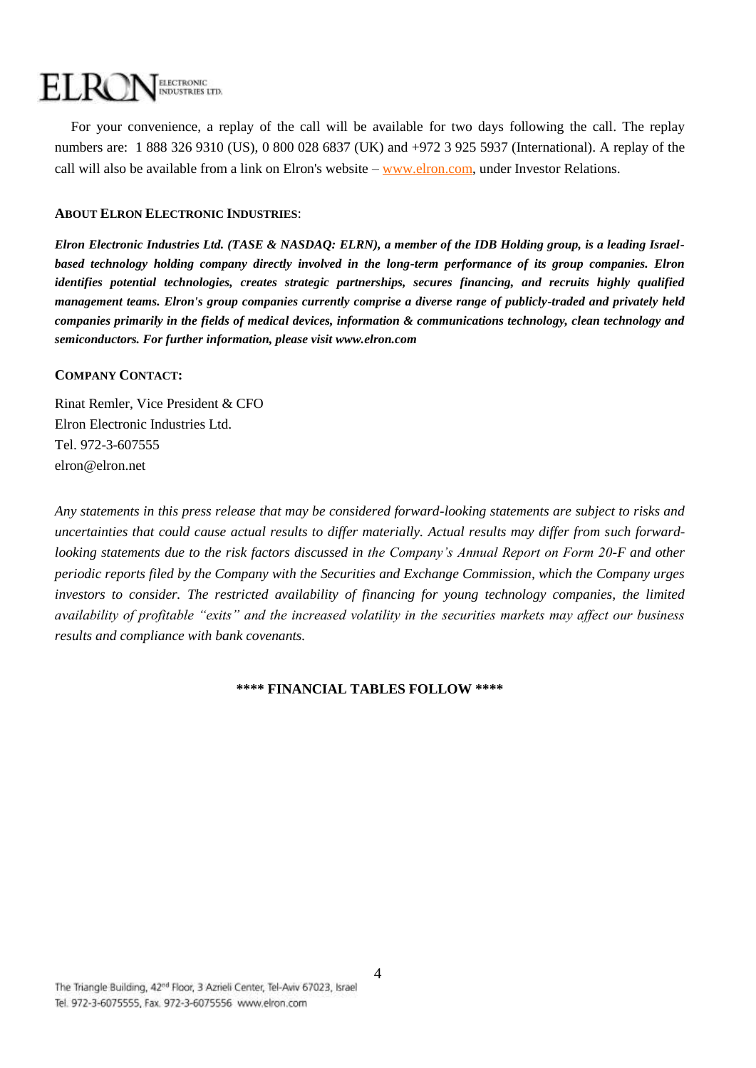For your convenience, a replay of the call will be available for two days following the call. The replay numbers are: 1 888 326 9310 (US), 0 800 028 6837 (UK) and +972 3 925 5937 (International). A replay of the call will also be available from a link on Elron's website – www.elron.com, under Investor Relations.

**ABOUT ELRON ELECTRONIC INDUSTRIES**:

***Elron Electronic Industries Ltd. (TASE & NASDAQ: ELRN), a member of the IDB Holding group, is a leading Israel-based technology holding company directly involved in the long-term performance of its group companies. Elron identifies potential technologies, creates strategic partnerships, secures financing, and recruits highly qualified management teams. Elron's group companies currently comprise a diverse range of publicly-traded and privately held companies primarily in the fields of medical devices, information & communications technology, clean technology and semiconductors. For further information, please visit www.elron.com***

**COMPANY CONTACT:**

Rinat Remler, Vice President & CFO
Elron Electronic Industries Ltd.
Tel. 972-3-607555
elron@elron.net

*Any statements in this press release that may be considered forward-looking statements are subject to risks and uncertainties that could cause actual results to differ materially. Actual results may differ from such forward-looking statements due to the risk factors discussed in the Company's Annual Report on Form 20-F and other periodic reports filed by the Company with the Securities and Exchange Commission, which the Company urges investors to consider. The restricted availability of financing for young technology companies, the limited availability of profitable "exits" and the increased volatility in the securities markets may affect our business results and compliance with bank covenants.*

**\*\*\*\* FINANCIAL TABLES FOLLOW \*\*\*\***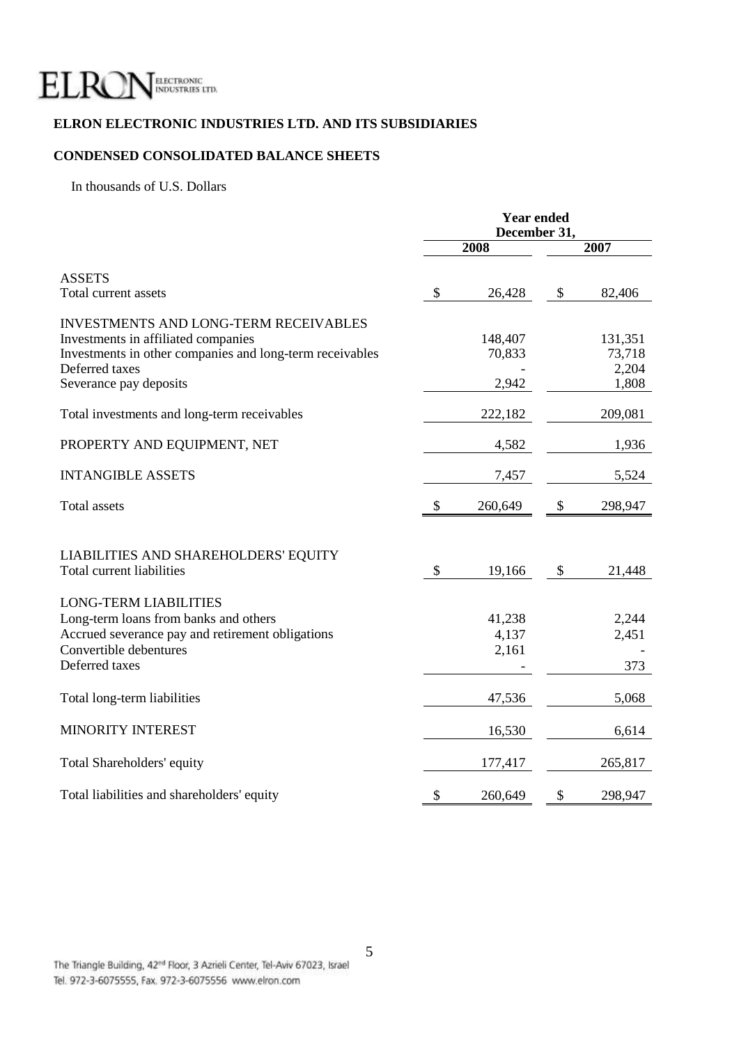ELRON ELECTRONIC INDUSTRIES LTD.

**ELRON ELECTRONIC INDUSTRIES LTD. AND ITS SUBSIDIARIES**

**CONDENSED CONSOLIDATED BALANCE SHEETS**

In thousands of U.S. Dollars

| | Year ended December 31, | |
|---|---|---|
| | **2008** | **2007** |
| ASSETS | | |
| Total current assets | $ 26,428 | $ 82,406 |
| INVESTMENTS AND LONG-TERM RECEIVABLES | | |
| Investments in affiliated companies | 148,407 | 131,351 |
| Investments in other companies and long-term receivables | 70,833 | 73,718 |
| Deferred taxes | - | 2,204 |
| Severance pay deposits | 2,942 | 1,808 |
| Total investments and long-term receivables | 222,182 | 209,081 |
| PROPERTY AND EQUIPMENT, NET | 4,582 | 1,936 |
| INTANGIBLE ASSETS | 7,457 | 5,524 |
| Total assets | $ 260,649 | $ 298,947 |
| LIABILITIES AND SHAREHOLDERS' EQUITY | | |
| Total current liabilities | $ 19,166 | $ 21,448 |
| LONG-TERM LIABILITIES | | |
| Long-term loans from banks and others | 41,238 | 2,244 |
| Accrued severance pay and retirement obligations | 4,137 | 2,451 |
| Convertible debentures | 2,161 | - |
| Deferred taxes | - | 373 |
| Total long-term liabilities | 47,536 | 5,068 |
| MINORITY INTEREST | 16,530 | 6,614 |
| Total Shareholders' equity | 177,417 | 265,817 |
| Total liabilities and shareholders' equity | $ 260,649 | $ 298,947 |

The Triangle Building, 42nd Floor, 3 Azrieli Center, Tel-Aviv 67023, Israel
Tel. 972-3-6075555, Fax. 972-3-6075556 www.elron.com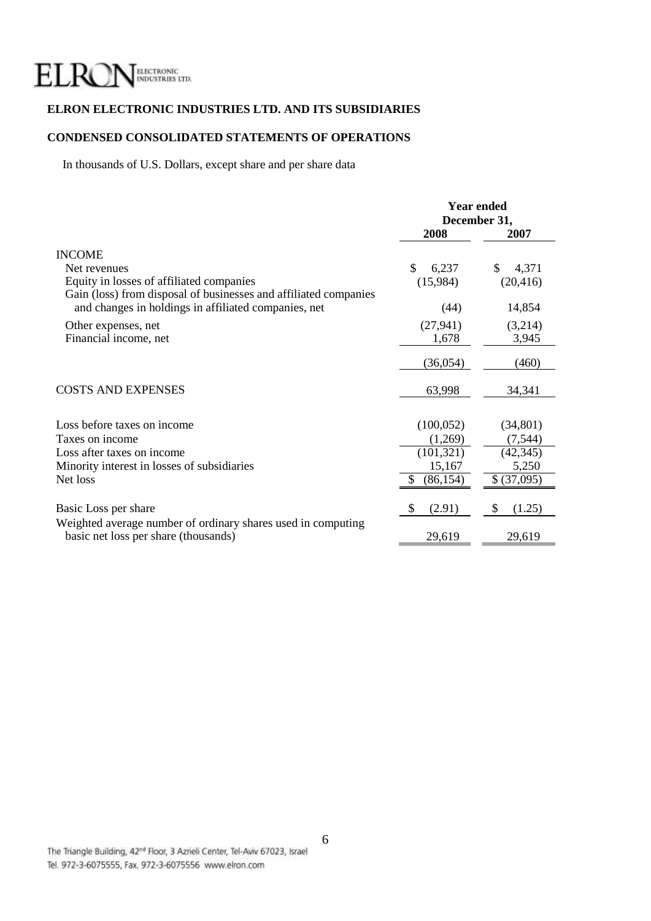# ELRON ELECTRONIC INDUSTRIES LTD.

**ELRON ELECTRONIC INDUSTRIES LTD. AND ITS SUBSIDIARIES**

**CONDENSED CONSOLIDATED STATEMENTS OF OPERATIONS**

In thousands of U.S. Dollars, except share and per share data

| | Year ended December 31, | |
|---|---|---|
| | **2008** | **2007** |
| INCOME | | |
| Net revenues | $ 6,237 | $ 4,371 |
| Equity in losses of affiliated companies | (15,984) | (20,416) |
| Gain (loss) from disposal of businesses and affiliated companies and changes in holdings in affiliated companies, net | (44) | 14,854 |
| Other expenses, net | (27,941) | (3,214) |
| Financial income, net | 1,678 | 3,945 |
| | (36,054) | (460) |
| COSTS AND EXPENSES | 63,998 | 34,341 |
| Loss before taxes on income | (100,052) | (34,801) |
| Taxes on income | (1,269) | (7,544) |
| Loss after taxes on income | (101,321) | (42,345) |
| Minority interest in losses of subsidiaries | 15,167 | 5,250 |
| Net loss | $ (86,154) | $ (37,095) |
| Basic Loss per share | $ (2.91) | $ (1.25) |
| Weighted average number of ordinary shares used in computing basic net loss per share (thousands) | 29,619 | 29,619 |

The Triangle Building, 42nd Floor, 3 Azrieli Center, Tel-Aviv 67023, Israel
Tel. 972-3-6075555, Fax. 972-3-6075556 www.elron.com